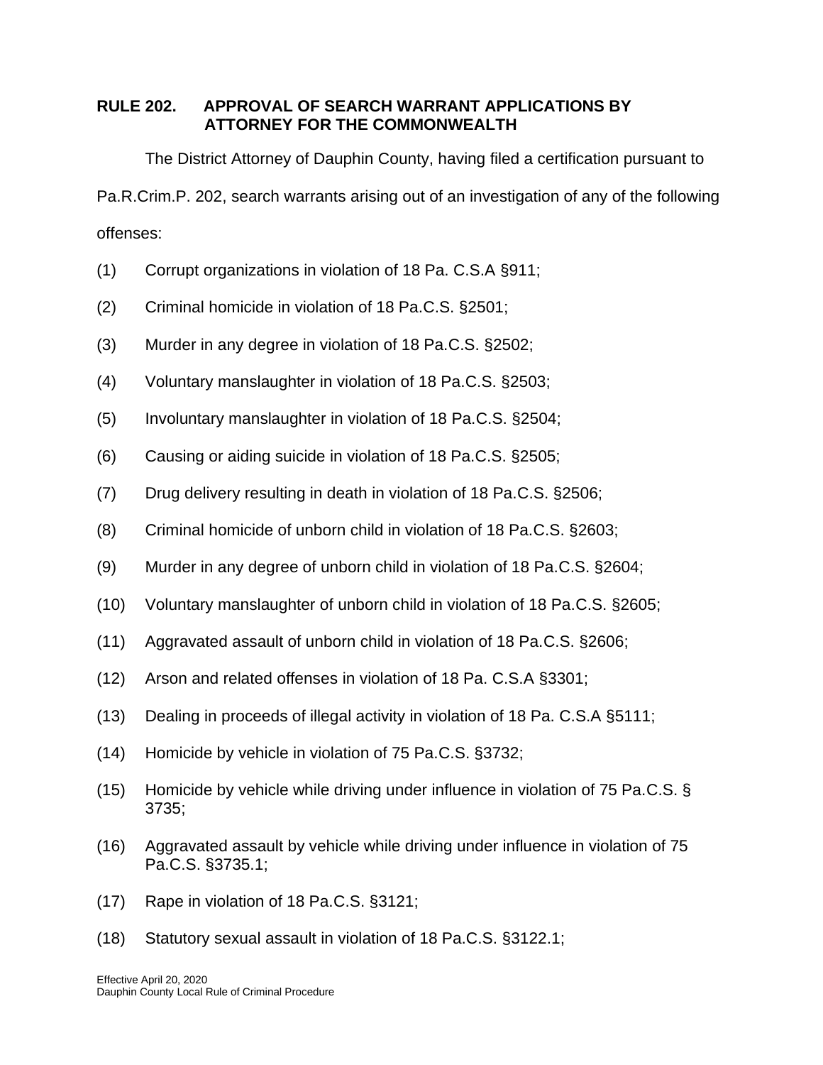## RULE 202. APPROVAL OF SEARCH WARRANT APPLICATIONS BY ATTORNEY FOR THE COMMONWEALTH

The District Attorney of Dauphin County, having filed a certification pursuant to Pa.R.Crim.P. 202, search warrants arising out of an investigation of any of the following offenses:

(1) Corrupt organizations in violation of 18 Pa. C.S.A §911;

(2) Criminal homicide in violation of 18 Pa.C.S. §2501;

(3) Murder in any degree in violation of 18 Pa.C.S. §2502;

(4) Voluntary manslaughter in violation of 18 Pa.C.S. §2503;

(5) Involuntary manslaughter in violation of 18 Pa.C.S. §2504;

(6) Causing or aiding suicide in violation of 18 Pa.C.S. §2505;

(7) Drug delivery resulting in death in violation of 18 Pa.C.S. §2506;

(8) Criminal homicide of unborn child in violation of 18 Pa.C.S. §2603;

(9) Murder in any degree of unborn child in violation of 18 Pa.C.S. §2604;

(10) Voluntary manslaughter of unborn child in violation of 18 Pa.C.S. §2605;

(11) Aggravated assault of unborn child in violation of 18 Pa.C.S. §2606;

(12) Arson and related offenses in violation of 18 Pa. C.S.A §3301;

(13) Dealing in proceeds of illegal activity in violation of 18 Pa. C.S.A §5111;

(14) Homicide by vehicle in violation of 75 Pa.C.S. §3732;

(15) Homicide by vehicle while driving under influence in violation of 75 Pa.C.S. § 3735;

(16) Aggravated assault by vehicle while driving under influence in violation of 75 Pa.C.S. §3735.1;

(17) Rape in violation of 18 Pa.C.S. §3121;

(18) Statutory sexual assault in violation of 18 Pa.C.S. §3122.1;

Effective April 20, 2020
Dauphin County Local Rule of Criminal Procedure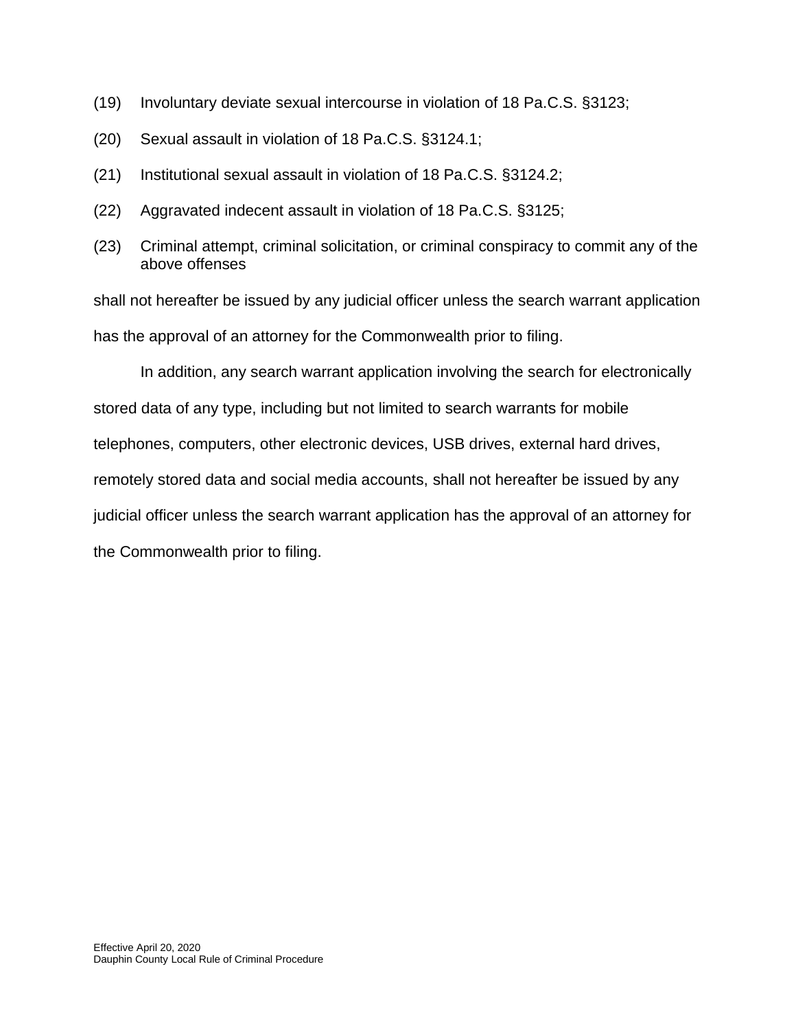(19) Involuntary deviate sexual intercourse in violation of 18 Pa.C.S. §3123;

(20) Sexual assault in violation of 18 Pa.C.S. §3124.1;

(21) Institutional sexual assault in violation of 18 Pa.C.S. §3124.2;

(22) Aggravated indecent assault in violation of 18 Pa.C.S. §3125;

(23) Criminal attempt, criminal solicitation, or criminal conspiracy to commit any of the above offenses

shall not hereafter be issued by any judicial officer unless the search warrant application has the approval of an attorney for the Commonwealth prior to filing.

In addition, any search warrant application involving the search for electronically stored data of any type, including but not limited to search warrants for mobile telephones, computers, other electronic devices, USB drives, external hard drives, remotely stored data and social media accounts, shall not hereafter be issued by any judicial officer unless the search warrant application has the approval of an attorney for the Commonwealth prior to filing.

Effective April 20, 2020
Dauphin County Local Rule of Criminal Procedure